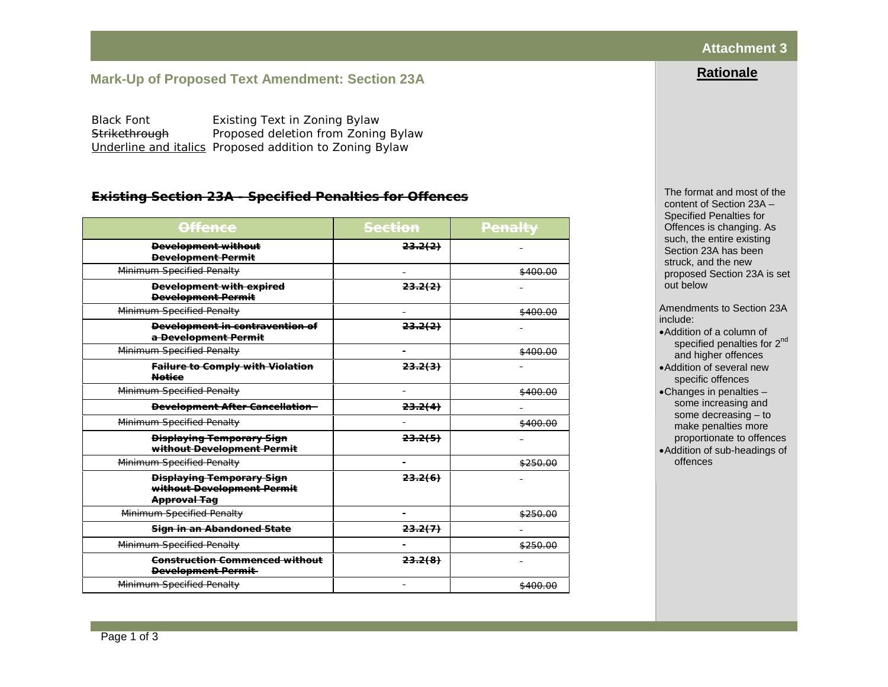Attachment 3

## Mark-Up of Proposed Text Amendment: Section 23A

| | |
|---|---|
| Black Font | Existing Text in Zoning Bylaw |
| ~~Strikethrough~~ | Proposed deletion from Zoning Bylaw |
| <u>*Underline and italics*</u> | Proposed addition to Zoning Bylaw |

### ~~Existing Section 23A - Specified Penalties for Offences~~

| ~~Offence~~ | ~~Section~~ | ~~Penalty~~ |
|---|---|---|
| ~~**Development without Development Permit**~~ | ~~**23.2(2)**~~ | - |
| ~~Minimum Specified Penalty~~ | - | ~~$400.00~~ |
| ~~**Development with expired Development Permit**~~ | ~~**23.2(2)**~~ | - |
| ~~Minimum Specified Penalty~~ | - | ~~$400.00~~ |
| ~~**Development in contravention of a Development Permit**~~ | ~~**23.2(2)**~~ | - |
| ~~Minimum Specified Penalty~~ | - | ~~$400.00~~ |
| ~~**Failure to Comply with Violation Notice**~~ | ~~**23.2(3)**~~ | - |
| ~~Minimum Specified Penalty~~ | - | ~~$400.00~~ |
| ~~**Development After Cancellation**~~ | ~~**23.2(4)**~~ | - |
| ~~Minimum Specified Penalty~~ | - | ~~$400.00~~ |
| ~~**Displaying Temporary Sign without Development Permit**~~ | ~~**23.2(5)**~~ | - |
| ~~Minimum Specified Penalty~~ | - | ~~$250.00~~ |
| ~~**Displaying Temporary Sign without Development Permit Approval Tag**~~ | ~~**23.2(6)**~~ | - |
| ~~Minimum Specified Penalty~~ | - | ~~$250.00~~ |
| ~~**Sign in an Abandoned State**~~ | ~~**23.2(7)**~~ | - |
| ~~Minimum Specified Penalty~~ | - | ~~$250.00~~ |
| ~~**Construction Commenced without Development Permit**~~ | ~~**23.2(8)**~~ | - |
| ~~Minimum Specified Penalty~~ | - | ~~$400.00~~ |

## Rationale

The format and most of the content of Section 23A – Specified Penalties for Offences is changing. As such, the entire existing Section 23A has been struck, and the new proposed Section 23A is set out below

Amendments to Section 23A include:

- Addition of a column of specified penalties for 2nd and higher offences
- Addition of several new specific offences
- Changes in penalties – some increasing and some decreasing – to make penalties more proportionate to offences
- Addition of sub-headings of offences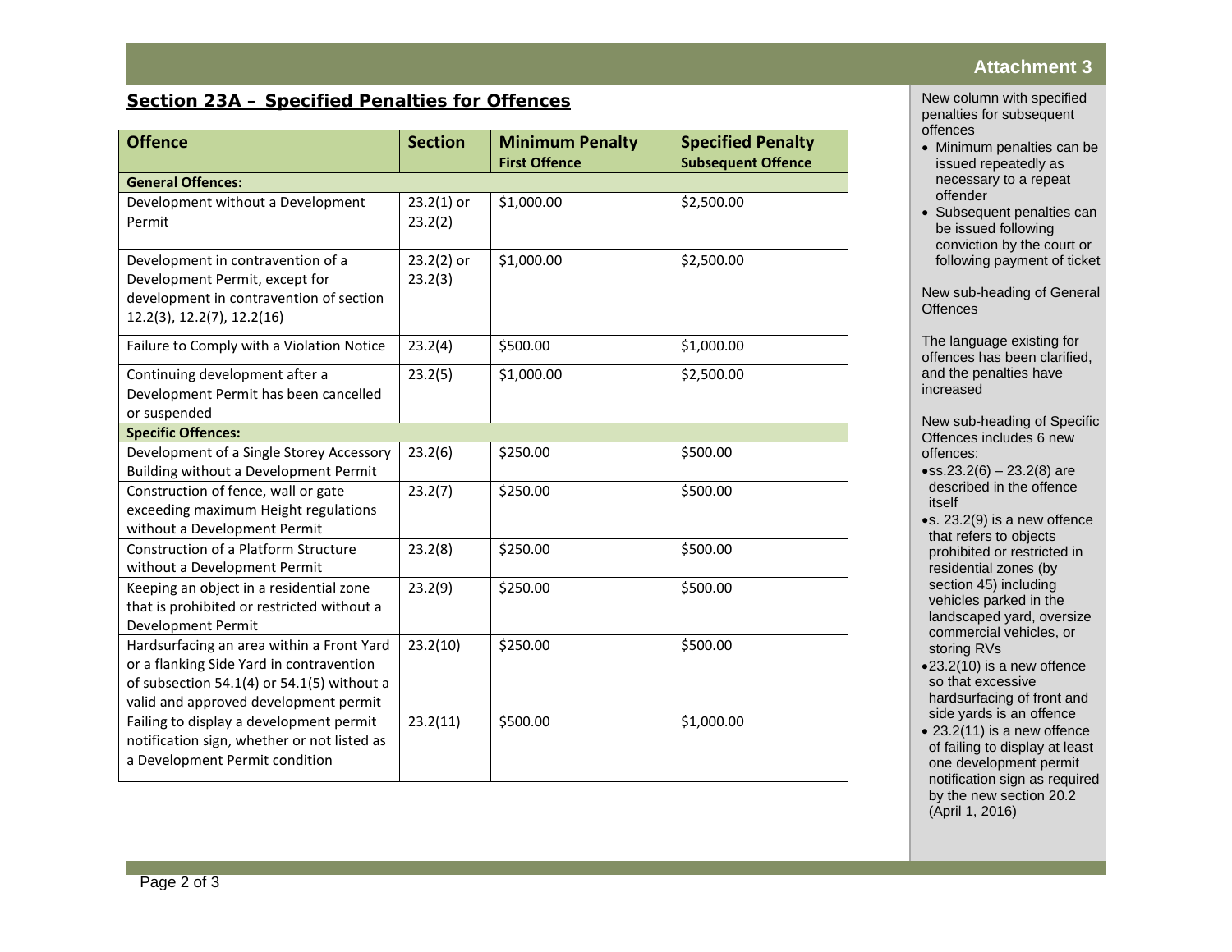## Section 23A – Specified Penalties for Offences

| Offence | Section | Minimum Penalty First Offence | Specified Penalty Subsequent Offence |
|---|---|---|---|
| **General Offences:** | | | |
| Development without a Development Permit | 23.2(1) or 23.2(2) | $1,000.00 | $2,500.00 |
| Development in contravention of a Development Permit, except for development in contravention of section 12.2(3), 12.2(7), 12.2(16) | 23.2(2) or 23.2(3) | $1,000.00 | $2,500.00 |
| Failure to Comply with a Violation Notice | 23.2(4) | $500.00 | $1,000.00 |
| Continuing development after a Development Permit has been cancelled or suspended | 23.2(5) | $1,000.00 | $2,500.00 |
| **Specific Offences:** | | | |
| Development of a Single Storey Accessory Building without a Development Permit | 23.2(6) | $250.00 | $500.00 |
| Construction of fence, wall or gate exceeding maximum Height regulations without a Development Permit | 23.2(7) | $250.00 | $500.00 |
| Construction of a Platform Structure without a Development Permit | 23.2(8) | $250.00 | $500.00 |
| Keeping an object in a residential zone that is prohibited or restricted without a Development Permit | 23.2(9) | $250.00 | $500.00 |
| Hardsurfacing an area within a Front Yard or a flanking Side Yard in contravention of subsection 54.1(4) or 54.1(5) without a valid and approved development permit | 23.2(10) | $250.00 | $500.00 |
| Failing to display a development permit notification sign, whether or not listed as a Development Permit condition | 23.2(11) | $500.00 | $1,000.00 |

New column with specified penalties for subsequent offences

- Minimum penalties can be issued repeatedly as necessary to a repeat offender
- Subsequent penalties can be issued following conviction by the court or following payment of ticket

New sub-heading of General Offences

The language existing for offences has been clarified, and the penalties have increased

New sub-heading of Specific Offences includes 6 new offences:

- ss.23.2(6) – 23.2(8) are described in the offence itself
- s. 23.2(9) is a new offence that refers to objects prohibited or restricted in residential zones (by section 45) including vehicles parked in the landscaped yard, oversize commercial vehicles, or storing RVs
- 23.2(10) is a new offence so that excessive hardsurfacing of front and side yards is an offence
- 23.2(11) is a new offence of failing to display at least one development permit notification sign as required by the new section 20.2 (April 1, 2016)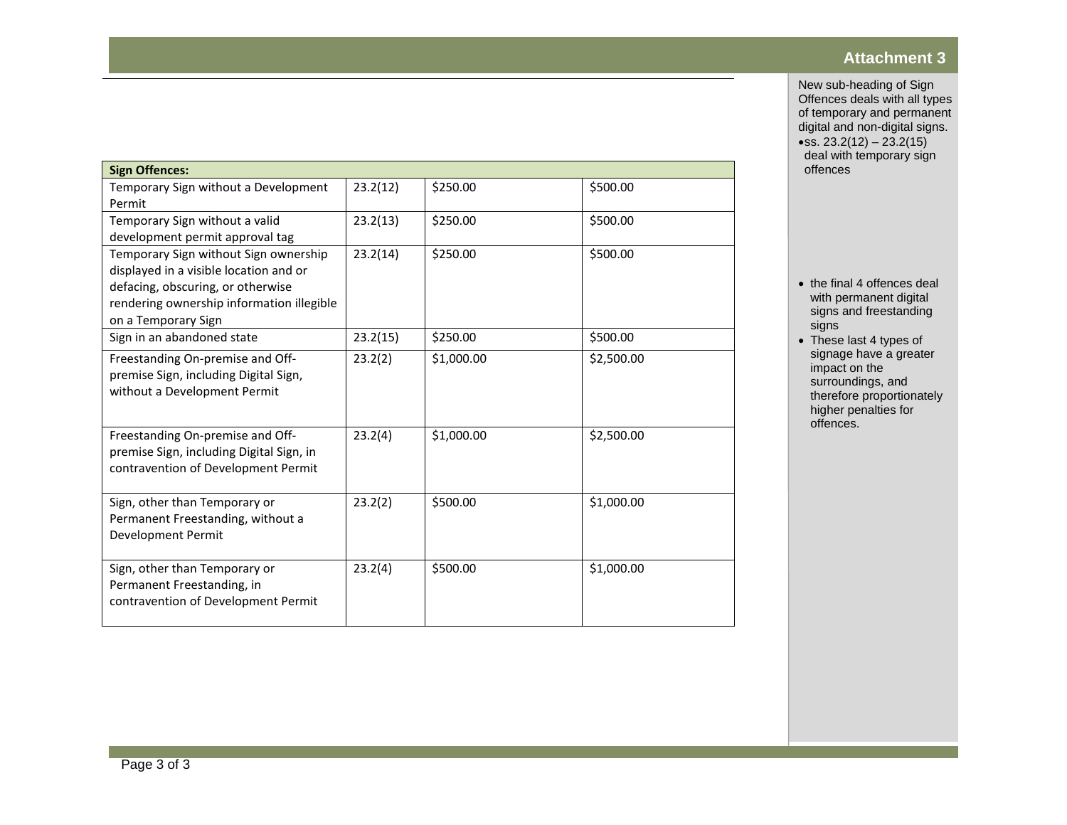| Sign Offences: | | | |
|---|---|---|---|
| Temporary Sign without a Development Permit | 23.2(12) | $250.00 | $500.00 |
| Temporary Sign without a valid development permit approval tag | 23.2(13) | $250.00 | $500.00 |
| Temporary Sign without Sign ownership displayed in a visible location and or defacing, obscuring, or otherwise rendering ownership information illegible on a Temporary Sign | 23.2(14) | $250.00 | $500.00 |
| Sign in an abandoned state | 23.2(15) | $250.00 | $500.00 |
| Freestanding On-premise and Off-premise Sign, including Digital Sign, without a Development Permit | 23.2(2) | $1,000.00 | $2,500.00 |
| Freestanding On-premise and Off-premise Sign, including Digital Sign, in contravention of Development Permit | 23.2(4) | $1,000.00 | $2,500.00 |
| Sign, other than Temporary or Permanent Freestanding, without a Development Permit | 23.2(2) | $500.00 | $1,000.00 |
| Sign, other than Temporary or Permanent Freestanding, in contravention of Development Permit | 23.2(4) | $500.00 | $1,000.00 |

New sub-heading of Sign Offences deals with all types of temporary and permanent digital and non-digital signs.

- ss. 23.2(12) – 23.2(15) deal with temporary sign offences

- the final 4 offences deal with permanent digital signs and freestanding signs
- These last 4 types of signage have a greater impact on the surroundings, and therefore proportionately higher penalties for offences.